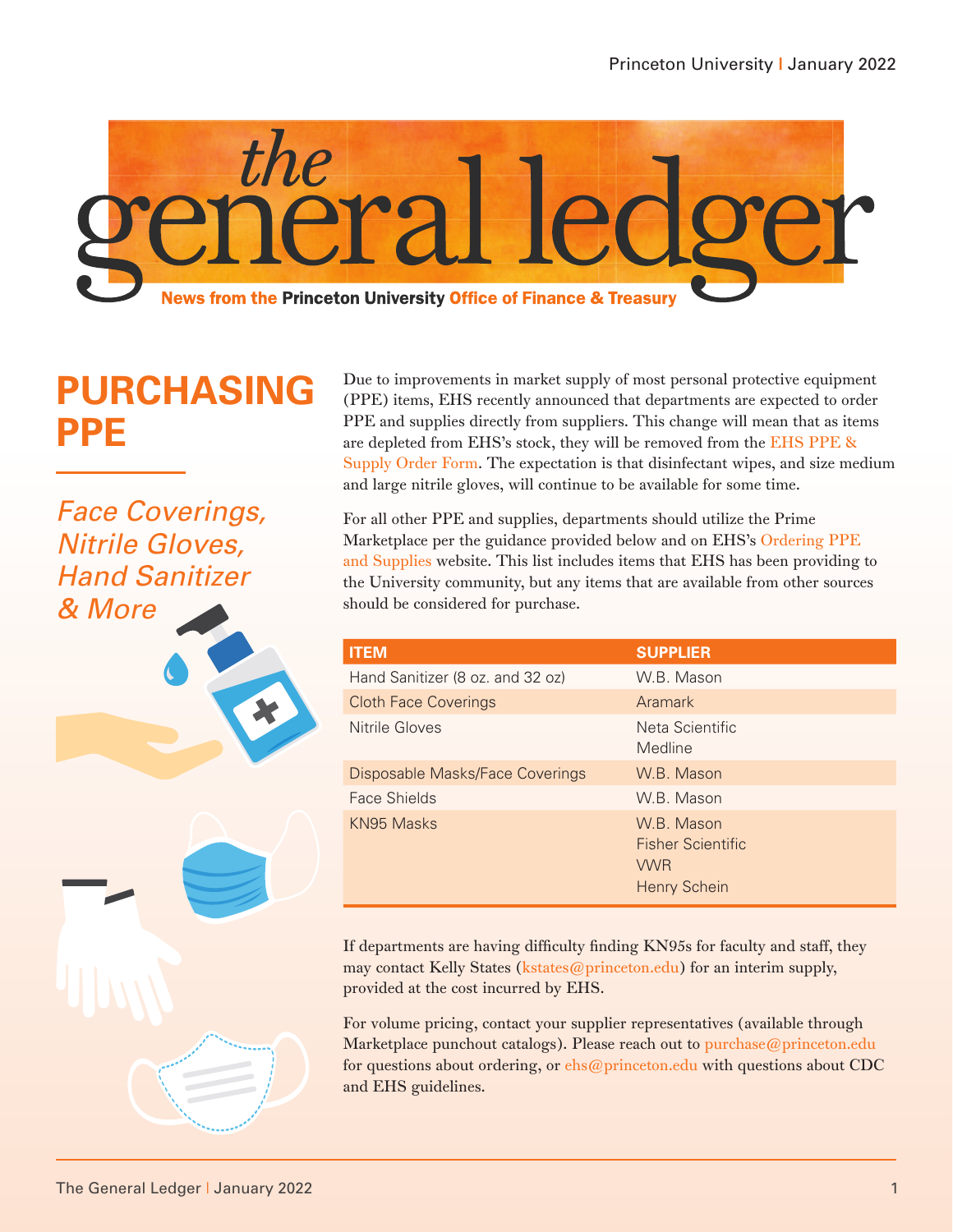# the general ledger

**News from the Princeton University Office of Finance & Treasury**

## PURCHASING PPE

### *Face Coverings, Nitrile Gloves, Hand Sanitizer & More*

Due to improvements in market supply of most personal protective equipment (PPE) items, EHS recently announced that departments are expected to order PPE and supplies directly from suppliers. This change will mean that as items are depleted from EHS's stock, they will be removed from the EHS PPE & Supply Order Form. The expectation is that disinfectant wipes, and size medium and large nitrile gloves, will continue to be available for some time.

For all other PPE and supplies, departments should utilize the Prime Marketplace per the guidance provided below and on EHS's Ordering PPE and Supplies website. This list includes items that EHS has been providing to the University community, but any items that are available from other sources should be considered for purchase.

| ITEM | SUPPLIER |
|---|---|
| Hand Sanitizer (8 oz. and 32 oz) | W.B. Mason |
| Cloth Face Coverings | Aramark |
| Nitrile Gloves | Neta Scientific<br>Medline |
| Disposable Masks/Face Coverings | W.B. Mason |
| Face Shields | W.B. Mason |
| KN95 Masks | W.B. Mason<br>Fisher Scientific<br>VWR<br>Henry Schein |

If departments are having difficulty finding KN95s for faculty and staff, they may contact Kelly States (kstates@princeton.edu) for an interim supply, provided at the cost incurred by EHS.

For volume pricing, contact your supplier representatives (available through Marketplace punchout catalogs). Please reach out to purchase@princeton.edu for questions about ordering, or ehs@princeton.edu with questions about CDC and EHS guidelines.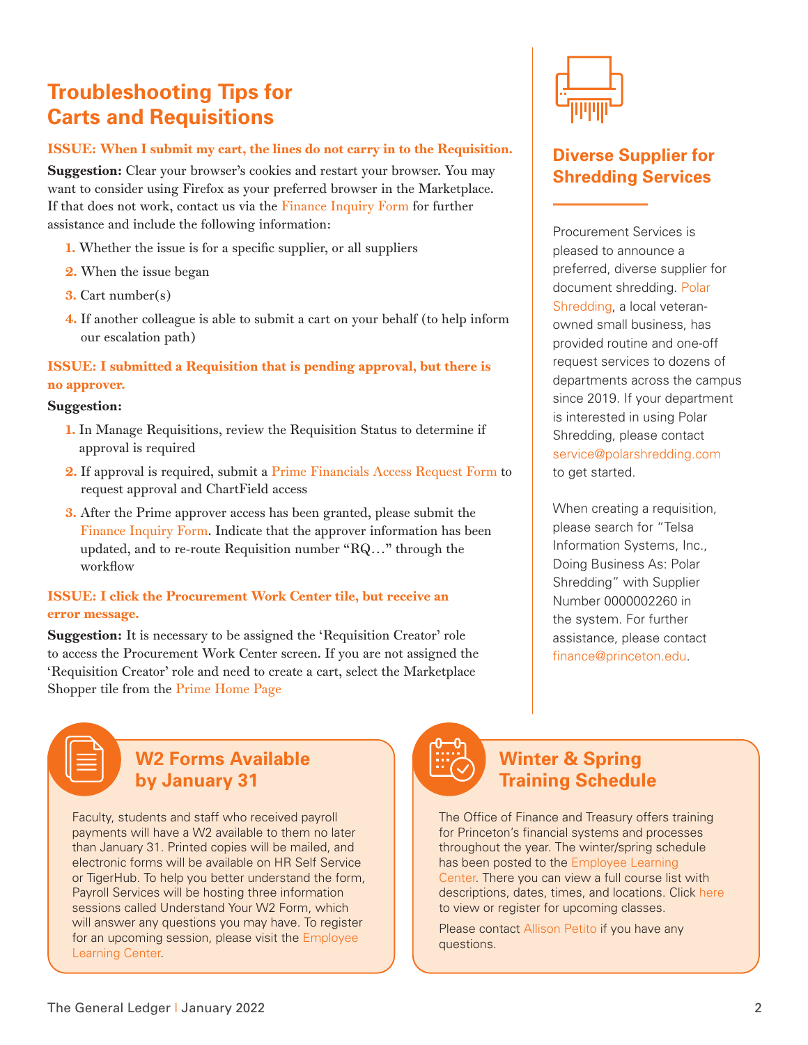# Troubleshooting Tips for Carts and Requisitions

**ISSUE: When I submit my cart, the lines do not carry in to the Requisition.**

**Suggestion:** Clear your browser's cookies and restart your browser. You may want to consider using Firefox as your preferred browser in the Marketplace. If that does not work, contact us via the Finance Inquiry Form for further assistance and include the following information:

1. Whether the issue is for a specific supplier, or all suppliers
2. When the issue began
3. Cart number(s)
4. If another colleague is able to submit a cart on your behalf (to help inform our escalation path)

**ISSUE: I submitted a Requisition that is pending approval, but there is no approver.**

**Suggestion:**

1. In Manage Requisitions, review the Requisition Status to determine if approval is required
2. If approval is required, submit a Prime Financials Access Request Form to request approval and ChartField access
3. After the Prime approver access has been granted, please submit the Finance Inquiry Form. Indicate that the approver information has been updated, and to re-route Requisition number "RQ…" through the workflow

**ISSUE: I click the Procurement Work Center tile, but receive an error message.**

**Suggestion:** It is necessary to be assigned the 'Requisition Creator' role to access the Procurement Work Center screen. If you are not assigned the 'Requisition Creator' role and need to create a cart, select the Marketplace Shopper tile from the Prime Home Page

## Diverse Supplier for Shredding Services

Procurement Services is pleased to announce a preferred, diverse supplier for document shredding. Polar Shredding, a local veteran-owned small business, has provided routine and one-off request services to dozens of departments across the campus since 2019. If your department is interested in using Polar Shredding, please contact service@polarshredding.com to get started.

When creating a requisition, please search for "Telsa Information Systems, Inc., Doing Business As: Polar Shredding" with Supplier Number 0000002260 in the system. For further assistance, please contact finance@princeton.edu.

## W2 Forms Available by January 31

Faculty, students and staff who received payroll payments will have a W2 available to them no later than January 31. Printed copies will be mailed, and electronic forms will be available on HR Self Service or TigerHub. To help you better understand the form, Payroll Services will be hosting three information sessions called Understand Your W2 Form, which will answer any questions you may have. To register for an upcoming session, please visit the Employee Learning Center.

## Winter & Spring Training Schedule

The Office of Finance and Treasury offers training for Princeton's financial systems and processes throughout the year. The winter/spring schedule has been posted to the Employee Learning Center. There you can view a full course list with descriptions, dates, times, and locations. Click here to view or register for upcoming classes.

Please contact Allison Petito if you have any questions.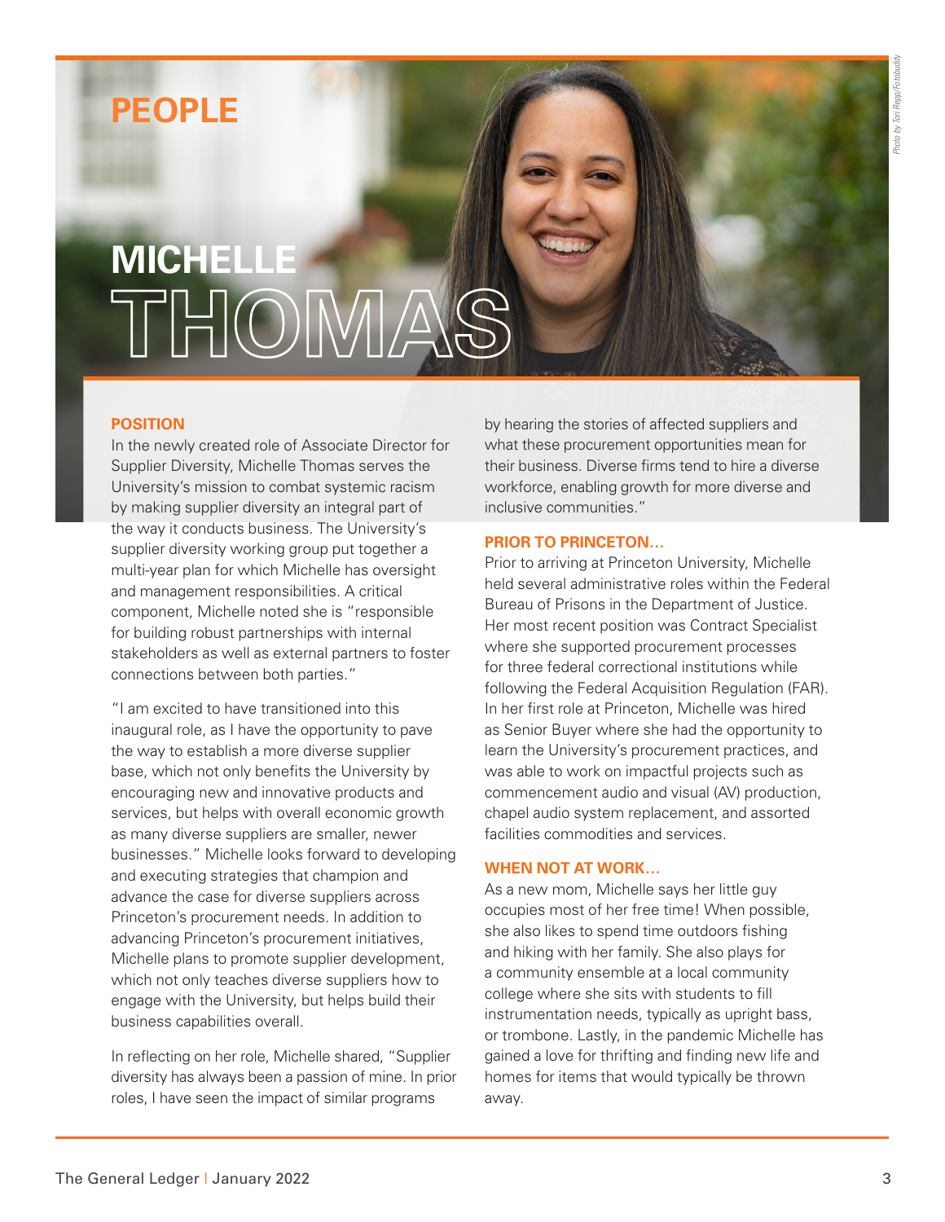# PEOPLE

## MICHELLE THOMAS

*Photo by Tori Repp/Fotobuddy*

### POSITION

In the newly created role of Associate Director for Supplier Diversity, Michelle Thomas serves the University's mission to combat systemic racism by making supplier diversity an integral part of the way it conducts business. The University's supplier diversity working group put together a multi-year plan for which Michelle has oversight and management responsibilities. A critical component, Michelle noted she is "responsible for building robust partnerships with internal stakeholders as well as external partners to foster connections between both parties."

"I am excited to have transitioned into this inaugural role, as I have the opportunity to pave the way to establish a more diverse supplier base, which not only benefits the University by encouraging new and innovative products and services, but helps with overall economic growth as many diverse suppliers are smaller, newer businesses." Michelle looks forward to developing and executing strategies that champion and advance the case for diverse suppliers across Princeton's procurement needs. In addition to advancing Princeton's procurement initiatives, Michelle plans to promote supplier development, which not only teaches diverse suppliers how to engage with the University, but helps build their business capabilities overall.

In reflecting on her role, Michelle shared, "Supplier diversity has always been a passion of mine. In prior roles, I have seen the impact of similar programs by hearing the stories of affected suppliers and what these procurement opportunities mean for their business. Diverse firms tend to hire a diverse workforce, enabling growth for more diverse and inclusive communities."

### PRIOR TO PRINCETON...

Prior to arriving at Princeton University, Michelle held several administrative roles within the Federal Bureau of Prisons in the Department of Justice. Her most recent position was Contract Specialist where she supported procurement processes for three federal correctional institutions while following the Federal Acquisition Regulation (FAR). In her first role at Princeton, Michelle was hired as Senior Buyer where she had the opportunity to learn the University's procurement practices, and was able to work on impactful projects such as commencement audio and visual (AV) production, chapel audio system replacement, and assorted facilities commodities and services.

### WHEN NOT AT WORK...

As a new mom, Michelle says her little guy occupies most of her free time! When possible, she also likes to spend time outdoors fishing and hiking with her family. She also plays for a community ensemble at a local community college where she sits with students to fill instrumentation needs, typically as upright bass, or trombone. Lastly, in the pandemic Michelle has gained a love for thrifting and finding new life and homes for items that would typically be thrown away.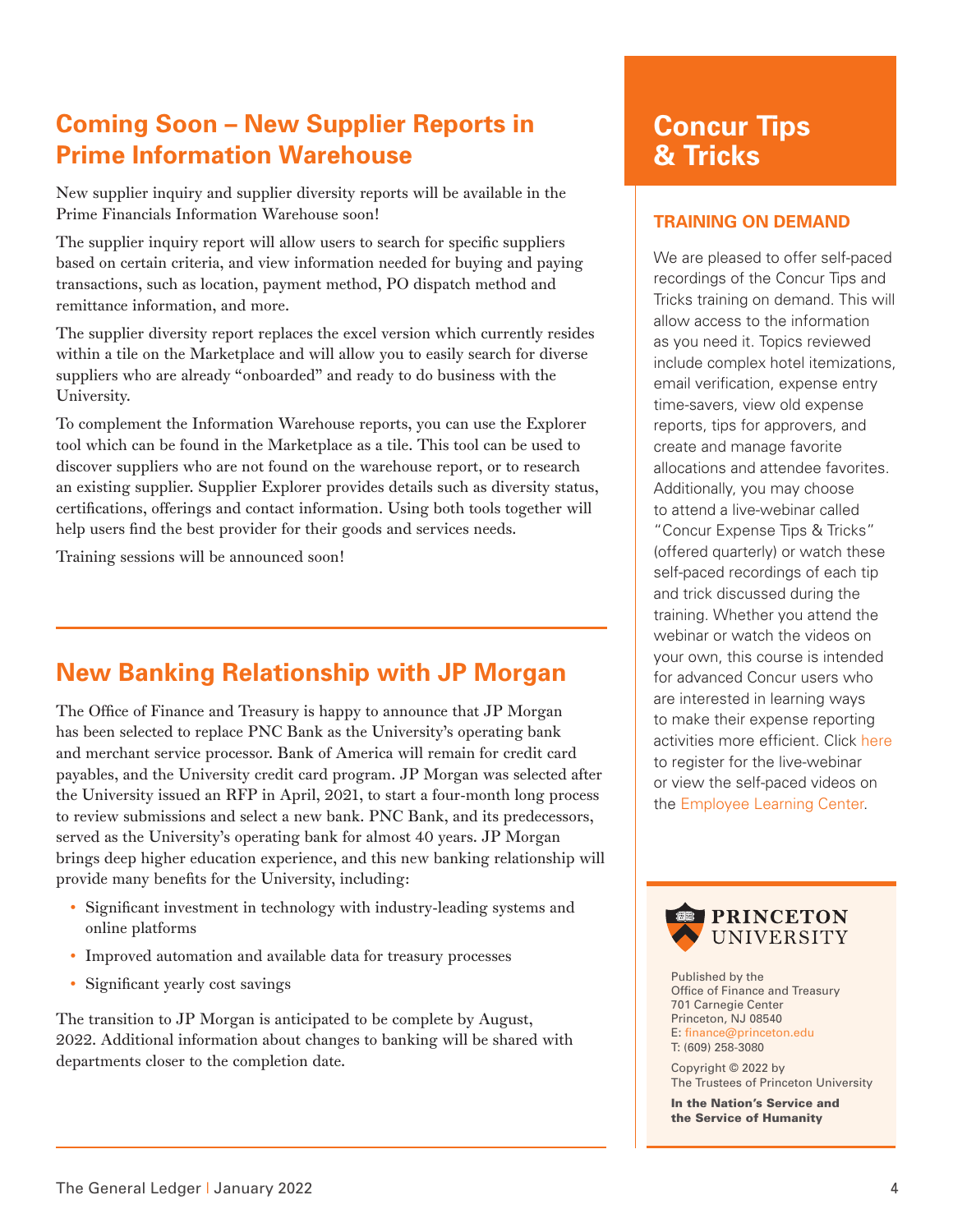## Coming Soon – New Supplier Reports in Prime Information Warehouse

New supplier inquiry and supplier diversity reports will be available in the Prime Financials Information Warehouse soon!

The supplier inquiry report will allow users to search for specific suppliers based on certain criteria, and view information needed for buying and paying transactions, such as location, payment method, PO dispatch method and remittance information, and more.

The supplier diversity report replaces the excel version which currently resides within a tile on the Marketplace and will allow you to easily search for diverse suppliers who are already "onboarded" and ready to do business with the University.

To complement the Information Warehouse reports, you can use the Explorer tool which can be found in the Marketplace as a tile. This tool can be used to discover suppliers who are not found on the warehouse report, or to research an existing supplier. Supplier Explorer provides details such as diversity status, certifications, offerings and contact information. Using both tools together will help users find the best provider for their goods and services needs.

Training sessions will be announced soon!

## New Banking Relationship with JP Morgan

The Office of Finance and Treasury is happy to announce that JP Morgan has been selected to replace PNC Bank as the University's operating bank and merchant service processor. Bank of America will remain for credit card payables, and the University credit card program. JP Morgan was selected after the University issued an RFP in April, 2021, to start a four-month long process to review submissions and select a new bank. PNC Bank, and its predecessors, served as the University's operating bank for almost 40 years. JP Morgan brings deep higher education experience, and this new banking relationship will provide many benefits for the University, including:

- Significant investment in technology with industry-leading systems and online platforms
- Improved automation and available data for treasury processes
- Significant yearly cost savings

The transition to JP Morgan is anticipated to be complete by August, 2022. Additional information about changes to banking will be shared with departments closer to the completion date.

## Concur Tips & Tricks

### TRAINING ON DEMAND

We are pleased to offer self-paced recordings of the Concur Tips and Tricks training on demand. This will allow access to the information as you need it. Topics reviewed include complex hotel itemizations, email verification, expense entry time-savers, view old expense reports, tips for approvers, and create and manage favorite allocations and attendee favorites. Additionally, you may choose to attend a live-webinar called "Concur Expense Tips & Tricks" (offered quarterly) or watch these self-paced recordings of each tip and trick discussed during the training. Whether you attend the webinar or watch the videos on your own, this course is intended for advanced Concur users who are interested in learning ways to make their expense reporting activities more efficient. Click here to register for the live-webinar or view the self-paced videos on the Employee Learning Center.

PRINCETON UNIVERSITY

Published by the
Office of Finance and Treasury
701 Carnegie Center
Princeton, NJ 08540
E: finance@princeton.edu
T: (609) 258-3080

Copyright © 2022 by
The Trustees of Princeton University

**In the Nation's Service and the Service of Humanity**